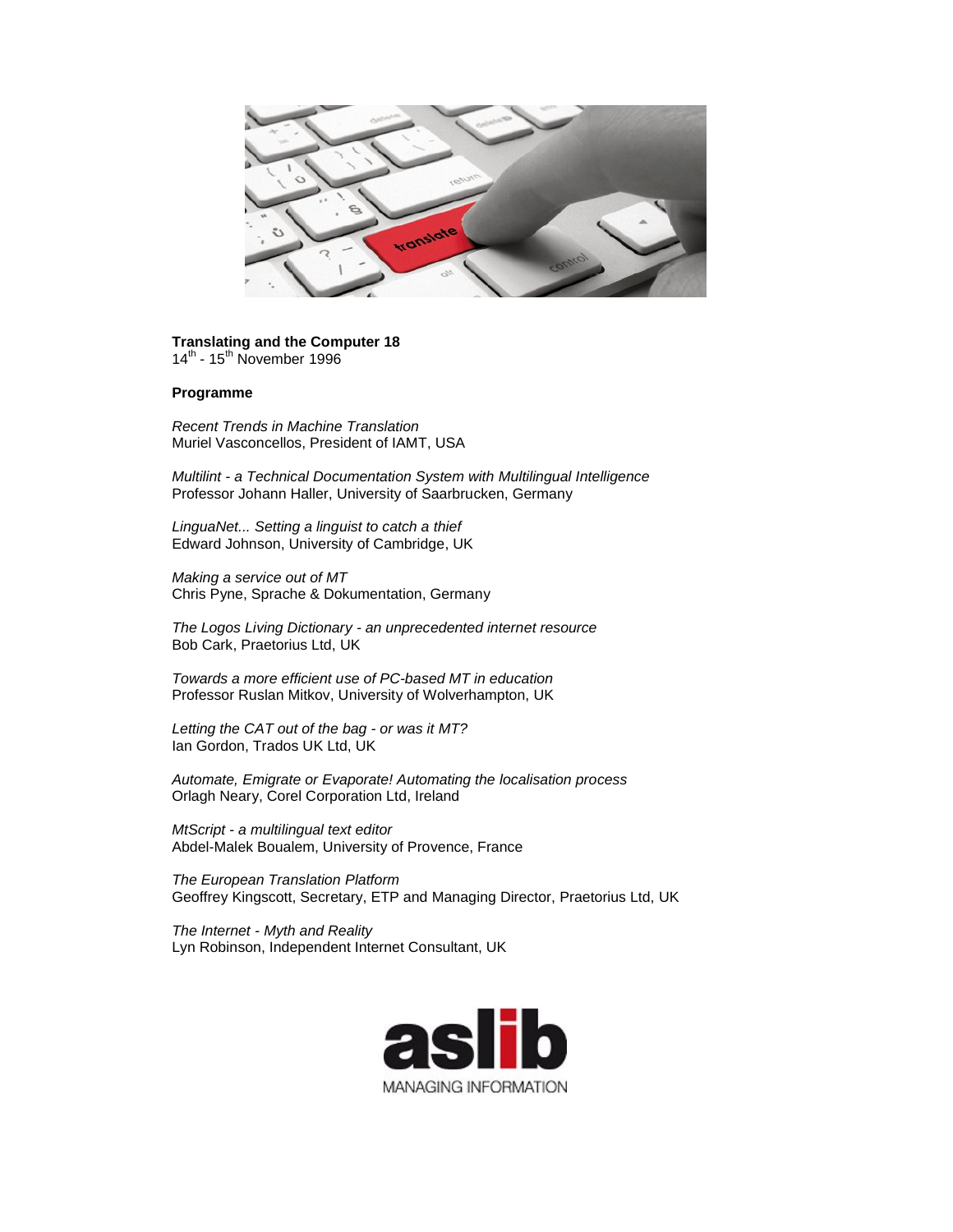**Translating and the Computer 18**
14th - 15th November 1996

**Programme**

*Recent Trends in Machine Translation*
Muriel Vasconcellos, President of IAMT, USA

*Multilint - a Technical Documentation System with Multilingual Intelligence*
Professor Johann Haller, University of Saarbrucken, Germany

*LinguaNet... Setting a linguist to catch a thief*
Edward Johnson, University of Cambridge, UK

*Making a service out of MT*
Chris Pyne, Sprache & Dokumentation, Germany

*The Logos Living Dictionary - an unprecedented internet resource*
Bob Cark, Praetorius Ltd, UK

*Towards a more efficient use of PC-based MT in education*
Professor Ruslan Mitkov, University of Wolverhampton, UK

*Letting the CAT out of the bag - or was it MT?*
Ian Gordon, Trados UK Ltd, UK

*Automate, Emigrate or Evaporate! Automating the localisation process*
Orlagh Neary, Corel Corporation Ltd, Ireland

*MtScript - a multilingual text editor*
Abdel-Malek Boualem, University of Provence, France

*The European Translation Platform*
Geoffrey Kingscott, Secretary, ETP and Managing Director, Praetorius Ltd, UK

*The Internet - Myth and Reality*
Lyn Robinson, Independent Internet Consultant, UK

aslib
MANAGING INFORMATION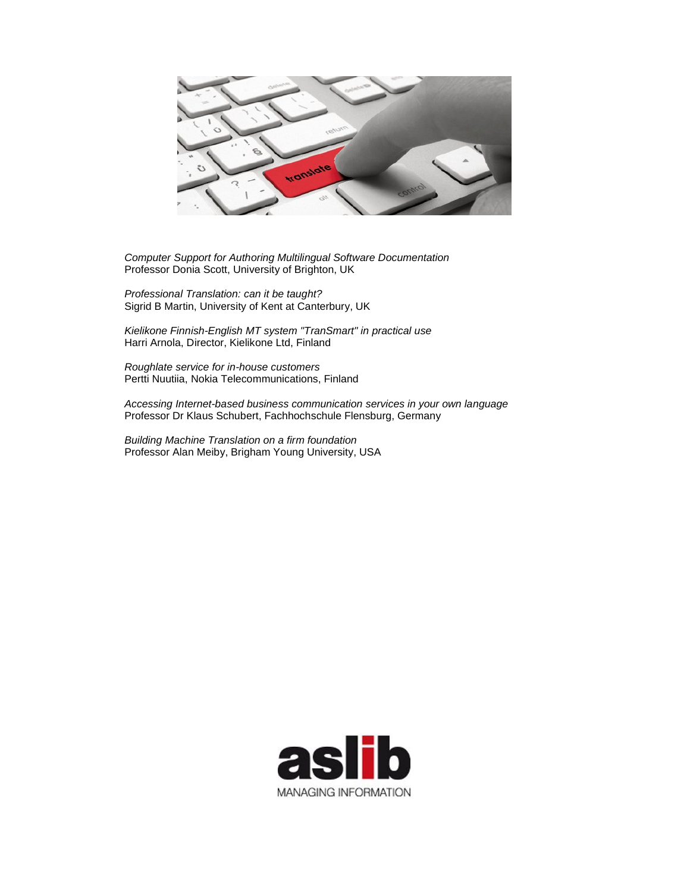*Computer Support for Authoring Multilingual Software Documentation*
Professor Donia Scott, University of Brighton, UK

*Professional Translation: can it be taught?*
Sigrid B Martin, University of Kent at Canterbury, UK

*Kielikone Finnish-English MT system "TranSmart" in practical use*
Harri Arnola, Director, Kielikone Ltd, Finland

*Roughlate service for in-house customers*
Pertti Nuutiia, Nokia Telecommunications, Finland

*Accessing Internet-based business communication services in your own language*
Professor Dr Klaus Schubert, Fachhochschule Flensburg, Germany

*Building Machine Translation on a firm foundation*
Professor Alan Meiby, Brigham Young University, USA

aslib
MANAGING INFORMATION